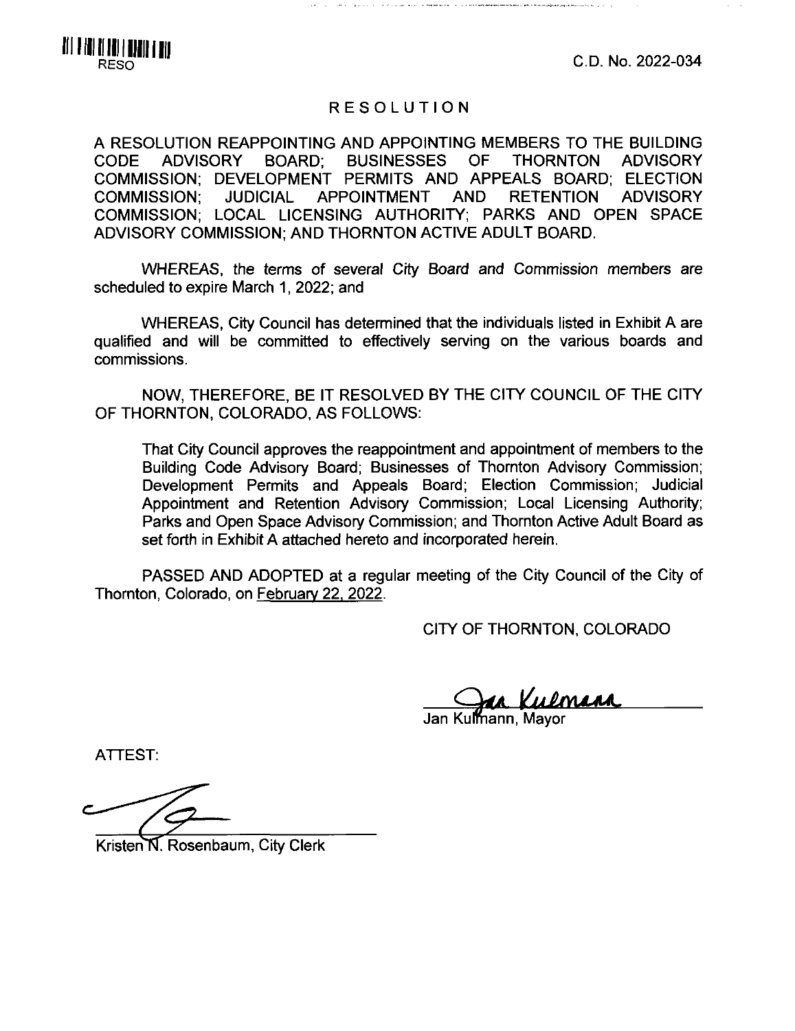RESO

C.D. No. 2022-034

# RESOLUTION

A RESOLUTION REAPPOINTING AND APPOINTING MEMBERS TO THE BUILDING CODE ADVISORY BOARD; BUSINESSES OF THORNTON ADVISORY COMMISSION; DEVELOPMENT PERMITS AND APPEALS BOARD; ELECTION COMMISSION; JUDICIAL APPOINTMENT AND RETENTION ADVISORY COMMISSION; LOCAL LICENSING AUTHORITY; PARKS AND OPEN SPACE ADVISORY COMMISSION; AND THORNTON ACTIVE ADULT BOARD.

WHEREAS, the terms of several City Board and Commission members are scheduled to expire March 1, 2022; and

WHEREAS, City Council has determined that the individuals listed in Exhibit A are qualified and will be committed to effectively serving on the various boards and commissions.

NOW, THEREFORE, BE IT RESOLVED BY THE CITY COUNCIL OF THE CITY OF THORNTON, COLORADO, AS FOLLOWS:

That City Council approves the reappointment and appointment of members to the Building Code Advisory Board; Businesses of Thornton Advisory Commission; Development Permits and Appeals Board; Election Commission; Judicial Appointment and Retention Advisory Commission; Local Licensing Authority; Parks and Open Space Advisory Commission; and Thornton Active Adult Board as set forth in Exhibit A attached hereto and incorporated herein.

PASSED AND ADOPTED at a regular meeting of the City Council of the City of Thornton, Colorado, on February 22, 2022.

CITY OF THORNTON, COLORADO

Jan Kulmann, Mayor

ATTEST:

Kristen N. Rosenbaum, City Clerk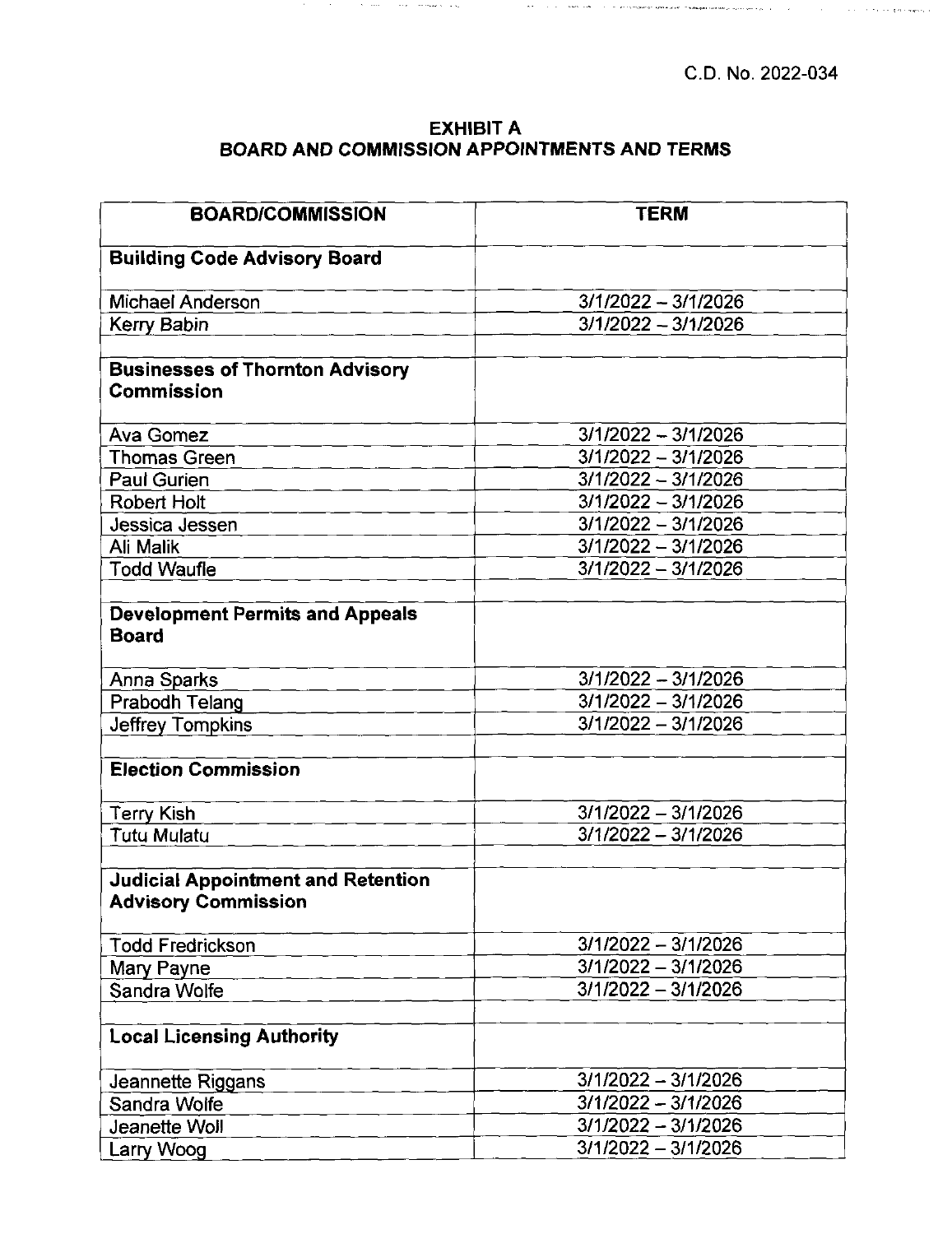C.D. No. 2022-034

# EXHIBIT A
## BOARD AND COMMISSION APPOINTMENTS AND TERMS

| BOARD/COMMISSION | TERM |
|---|---|
| **Building Code Advisory Board** | |
| Michael Anderson | 3/1/2022 – 3/1/2026 |
| Kerry Babin | 3/1/2022 – 3/1/2026 |
| | |
| **Businesses of Thornton Advisory Commission** | |
| Ava Gomez | 3/1/2022 – 3/1/2026 |
| Thomas Green | 3/1/2022 – 3/1/2026 |
| Paul Gurien | 3/1/2022 – 3/1/2026 |
| Robert Holt | 3/1/2022 – 3/1/2026 |
| Jessica Jessen | 3/1/2022 – 3/1/2026 |
| Ali Malik | 3/1/2022 – 3/1/2026 |
| Todd Waufle | 3/1/2022 – 3/1/2026 |
| | |
| **Development Permits and Appeals Board** | |
| Anna Sparks | 3/1/2022 – 3/1/2026 |
| Prabodh Telang | 3/1/2022 – 3/1/2026 |
| Jeffrey Tompkins | 3/1/2022 – 3/1/2026 |
| | |
| **Election Commission** | |
| Terry Kish | 3/1/2022 – 3/1/2026 |
| Tutu Mulatu | 3/1/2022 – 3/1/2026 |
| | |
| **Judicial Appointment and Retention Advisory Commission** | |
| Todd Fredrickson | 3/1/2022 – 3/1/2026 |
| Mary Payne | 3/1/2022 – 3/1/2026 |
| Sandra Wolfe | 3/1/2022 – 3/1/2026 |
| | |
| **Local Licensing Authority** | |
| Jeannette Riggans | 3/1/2022 – 3/1/2026 |
| Sandra Wolfe | 3/1/2022 – 3/1/2026 |
| Jeanette Woll | 3/1/2022 – 3/1/2026 |
| Larry Woog | 3/1/2022 – 3/1/2026 |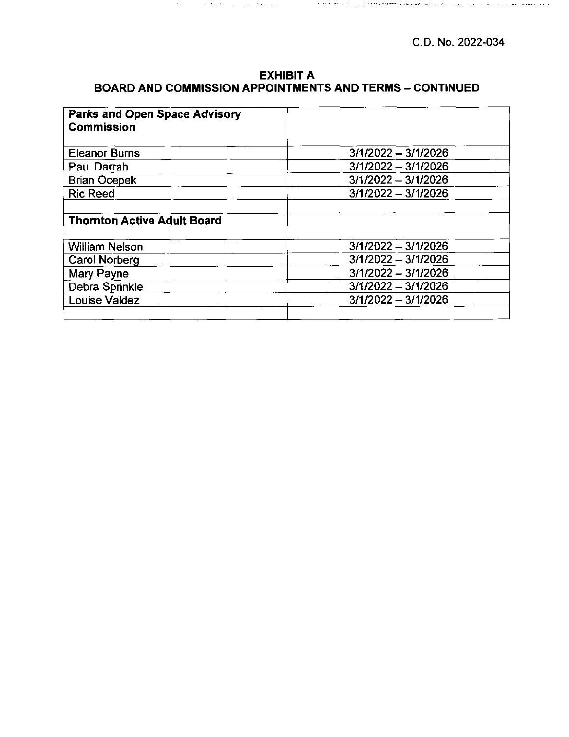C.D. No. 2022-034

**EXHIBIT A**
**BOARD AND COMMISSION APPOINTMENTS AND TERMS – CONTINUED**

| | |
|---|---|
| **Parks and Open Space Advisory Commission** | |
| Eleanor Burns | 3/1/2022 – 3/1/2026 |
| Paul Darrah | 3/1/2022 – 3/1/2026 |
| Brian Ocepek | 3/1/2022 – 3/1/2026 |
| Ric Reed | 3/1/2022 – 3/1/2026 |
| | |
| **Thornton Active Adult Board** | |
| William Nelson | 3/1/2022 – 3/1/2026 |
| Carol Norberg | 3/1/2022 – 3/1/2026 |
| Mary Payne | 3/1/2022 – 3/1/2026 |
| Debra Sprinkle | 3/1/2022 – 3/1/2026 |
| Louise Valdez | 3/1/2022 – 3/1/2026 |
| | |